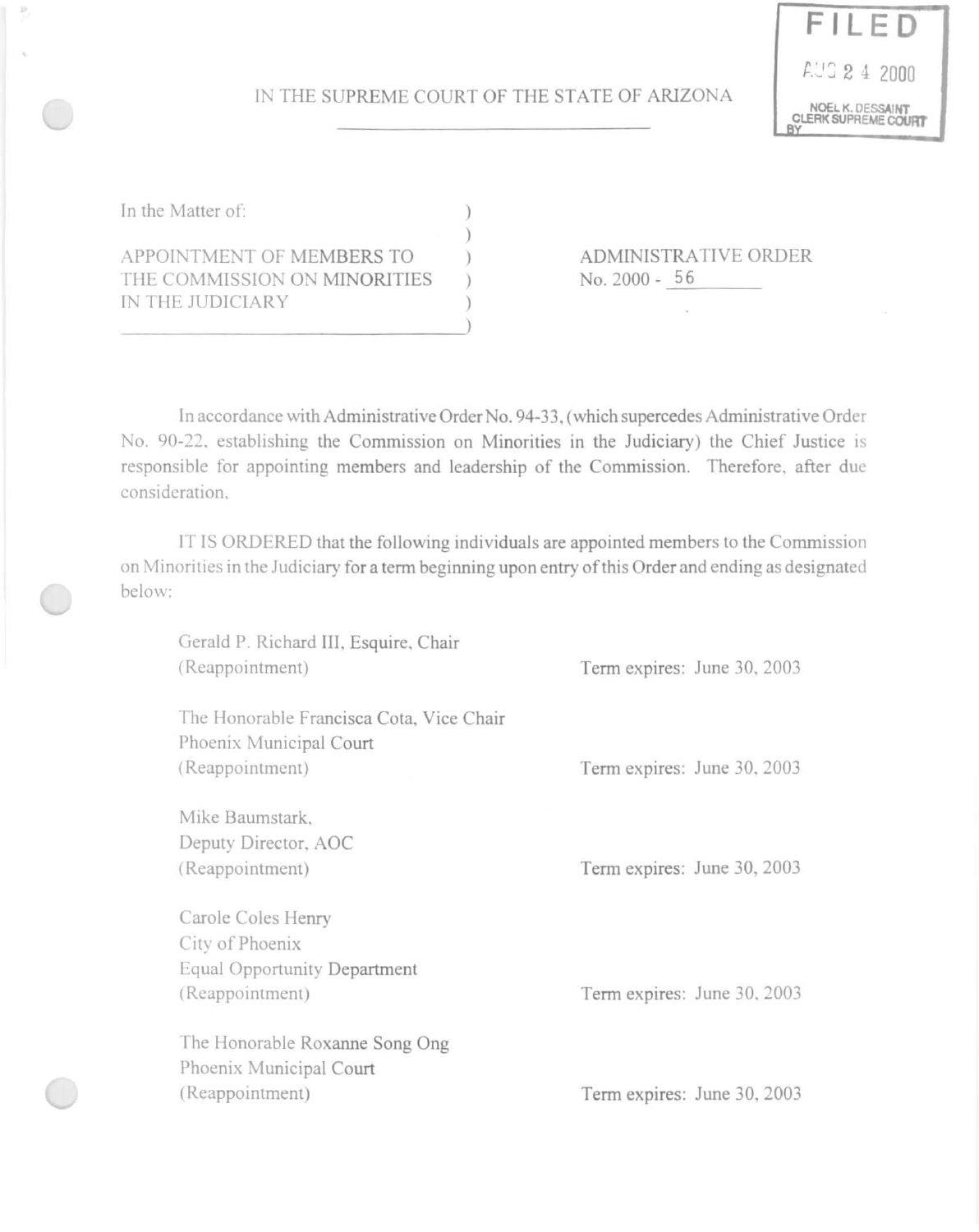FILED

AUG 2 4 2000

NOEL K. DESSAINT
CLERK SUPREME COURT
BY

IN THE SUPREME COURT OF THE STATE OF ARIZONA

In the Matter of:

APPOINTMENT OF MEMBERS TO THE COMMISSION ON MINORITIES IN THE JUDICIARY

ADMINISTRATIVE ORDER
No. 2000 - 56

In accordance with Administrative Order No. 94-33, (which supercedes Administrative Order No. 90-22, establishing the Commission on Minorities in the Judiciary) the Chief Justice is responsible for appointing members and leadership of the Commission. Therefore, after due consideration,

IT IS ORDERED that the following individuals are appointed members to the Commission on Minorities in the Judiciary for a term beginning upon entry of this Order and ending as designated below:

Gerald P. Richard III, Esquire, Chair
(Reappointment) — Term expires: June 30, 2003

The Honorable Francisca Cota, Vice Chair
Phoenix Municipal Court
(Reappointment) — Term expires: June 30, 2003

Mike Baumstark,
Deputy Director, AOC
(Reappointment) — Term expires: June 30, 2003

Carole Coles Henry
City of Phoenix
Equal Opportunity Department
(Reappointment) — Term expires: June 30, 2003

The Honorable Roxanne Song Ong
Phoenix Municipal Court
(Reappointment) — Term expires: June 30, 2003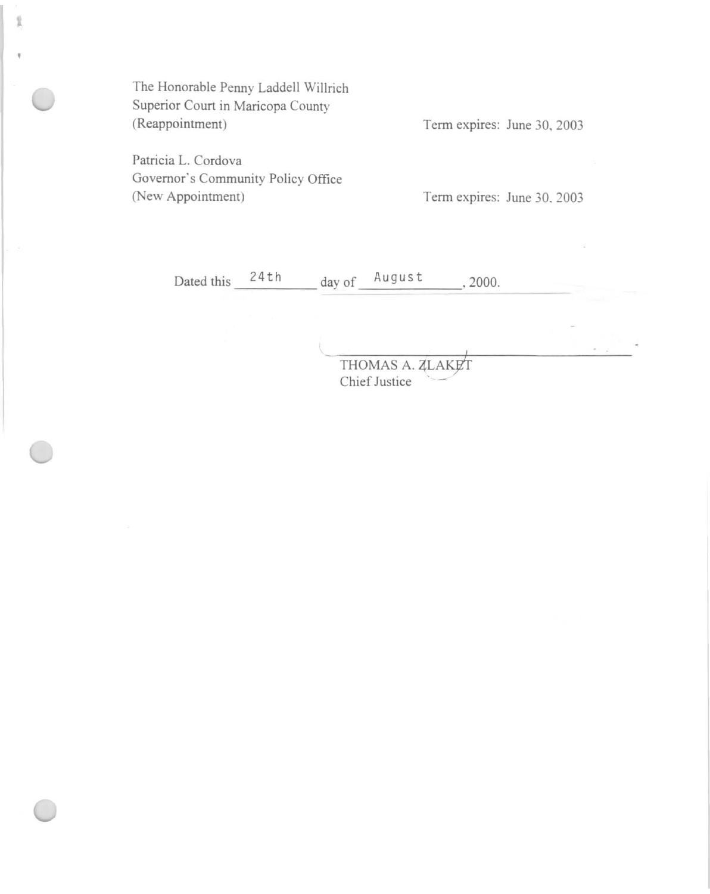The Honorable Penny Laddell Willrich
Superior Court in Maricopa County
(Reappointment) Term expires: June 30, 2003

Patricia L. Cordova
Governor's Community Policy Office
(New Appointment) Term expires: June 30, 2003

Dated this 24th day of August, 2000.

THOMAS A. ZLAKET
Chief Justice